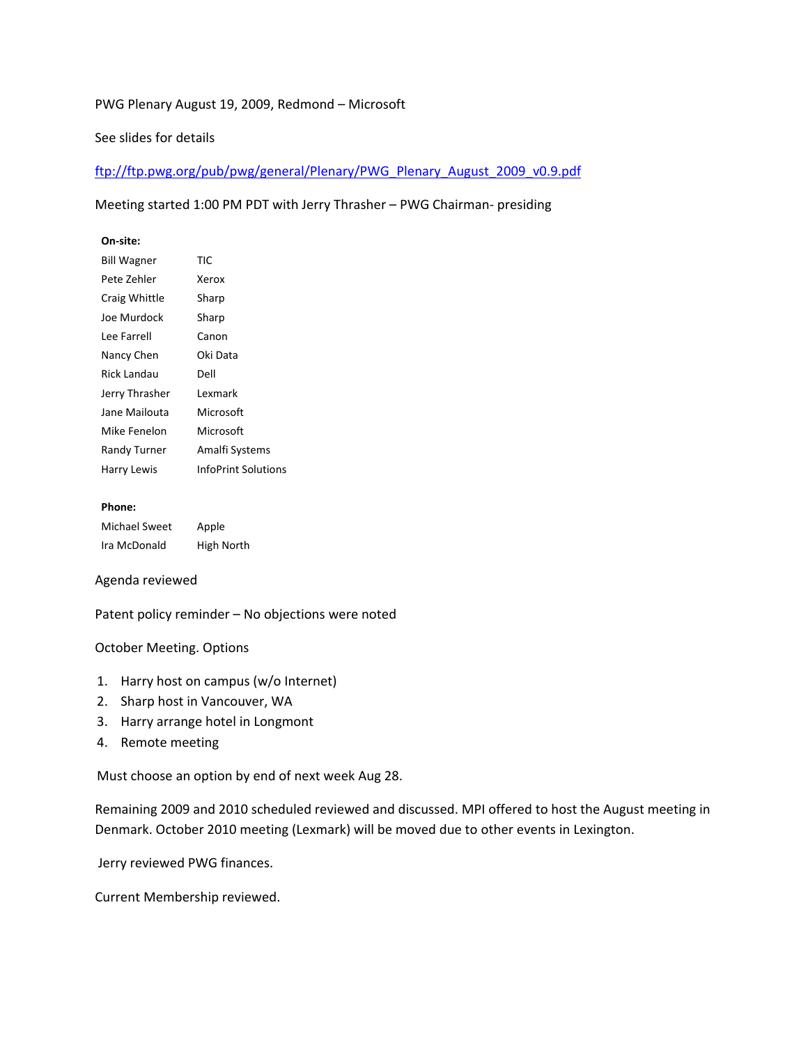PWG Plenary August 19, 2009, Redmond – Microsoft

See slides for details

[ftp://ftp.pwg.org/pub/pwg/general/Plenary/PWG_Plenary_August_2009_v0.9.pdf](ftp://ftp.pwg.org/pub/pwg/general/Plenary/PWG_Plenary_August_2009_v0.9.pdf)

Meeting started 1:00 PM PDT with Jerry Thrasher – PWG Chairman- presiding

**On-site:**

| | |
|---|---|
| Bill Wagner | TIC |
| Pete Zehler | Xerox |
| Craig Whittle | Sharp |
| Joe Murdock | Sharp |
| Lee Farrell | Canon |
| Nancy Chen | Oki Data |
| Rick Landau | Dell |
| Jerry Thrasher | Lexmark |
| Jane Mailouta | Microsoft |
| Mike Fenelon | Microsoft |
| Randy Turner | Amalfi Systems |
| Harry Lewis | InfoPrint Solutions |

**Phone:**

| | |
|---|---|
| Michael Sweet | Apple |
| Ira McDonald | High North |

Agenda reviewed

Patent policy reminder – No objections were noted

October Meeting. Options

1. Harry host on campus (w/o Internet)
2. Sharp host in Vancouver, WA
3. Harry arrange hotel in Longmont
4. Remote meeting

Must choose an option by end of next week Aug 28.

Remaining 2009 and 2010 scheduled reviewed and discussed. MPI offered to host the August meeting in Denmark. October 2010 meeting (Lexmark) will be moved due to other events in Lexington.

Jerry reviewed PWG finances.

Current Membership reviewed.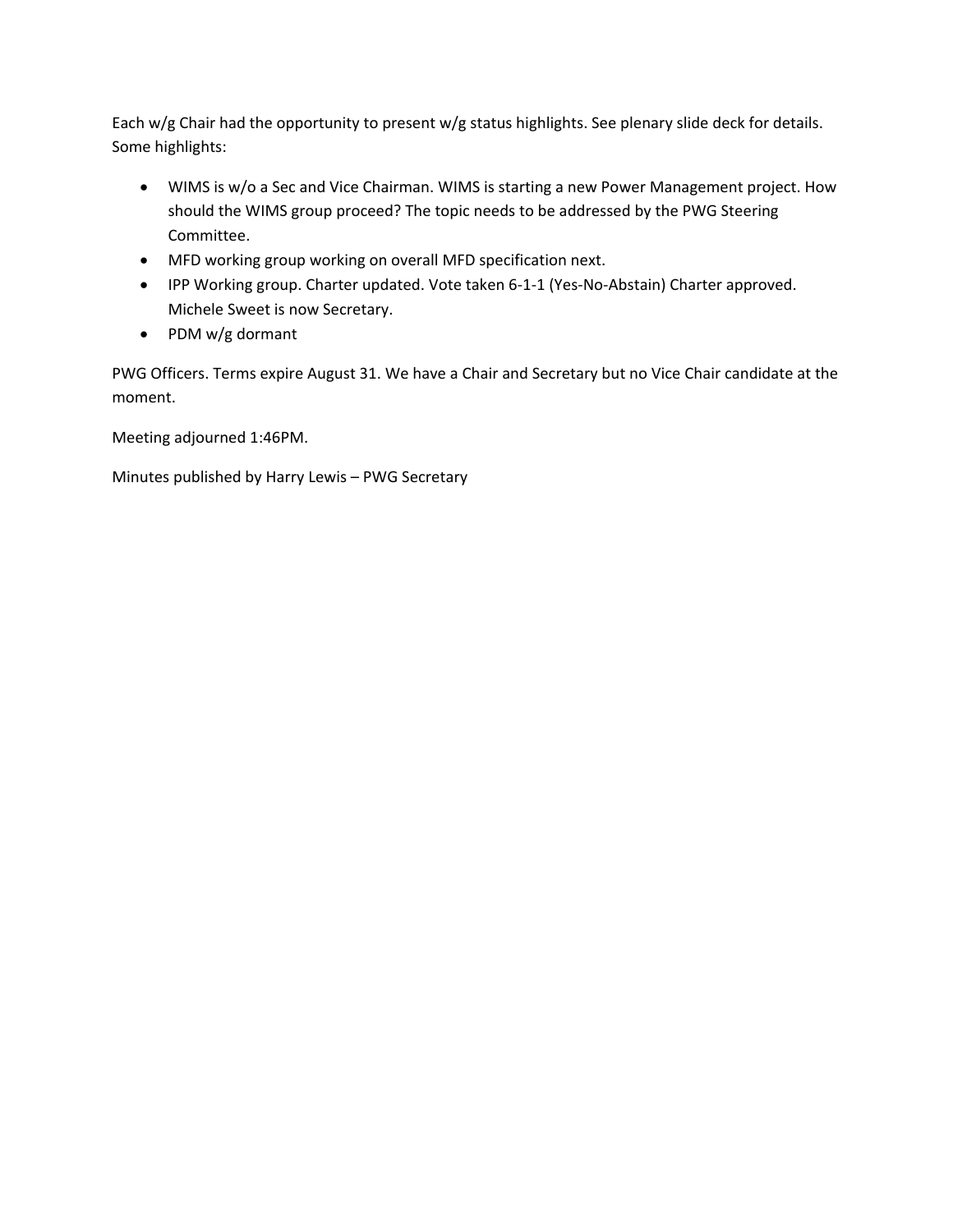Each w/g Chair had the opportunity to present w/g status highlights. See plenary slide deck for details. Some highlights:

- WIMS is w/o a Sec and Vice Chairman. WIMS is starting a new Power Management project. How should the WIMS group proceed? The topic needs to be addressed by the PWG Steering Committee.
- MFD working group working on overall MFD specification next.
- IPP Working group. Charter updated. Vote taken 6-1-1 (Yes-No-Abstain) Charter approved. Michele Sweet is now Secretary.
- PDM w/g dormant

PWG Officers. Terms expire August 31. We have a Chair and Secretary but no Vice Chair candidate at the moment.

Meeting adjourned 1:46PM.

Minutes published by Harry Lewis – PWG Secretary